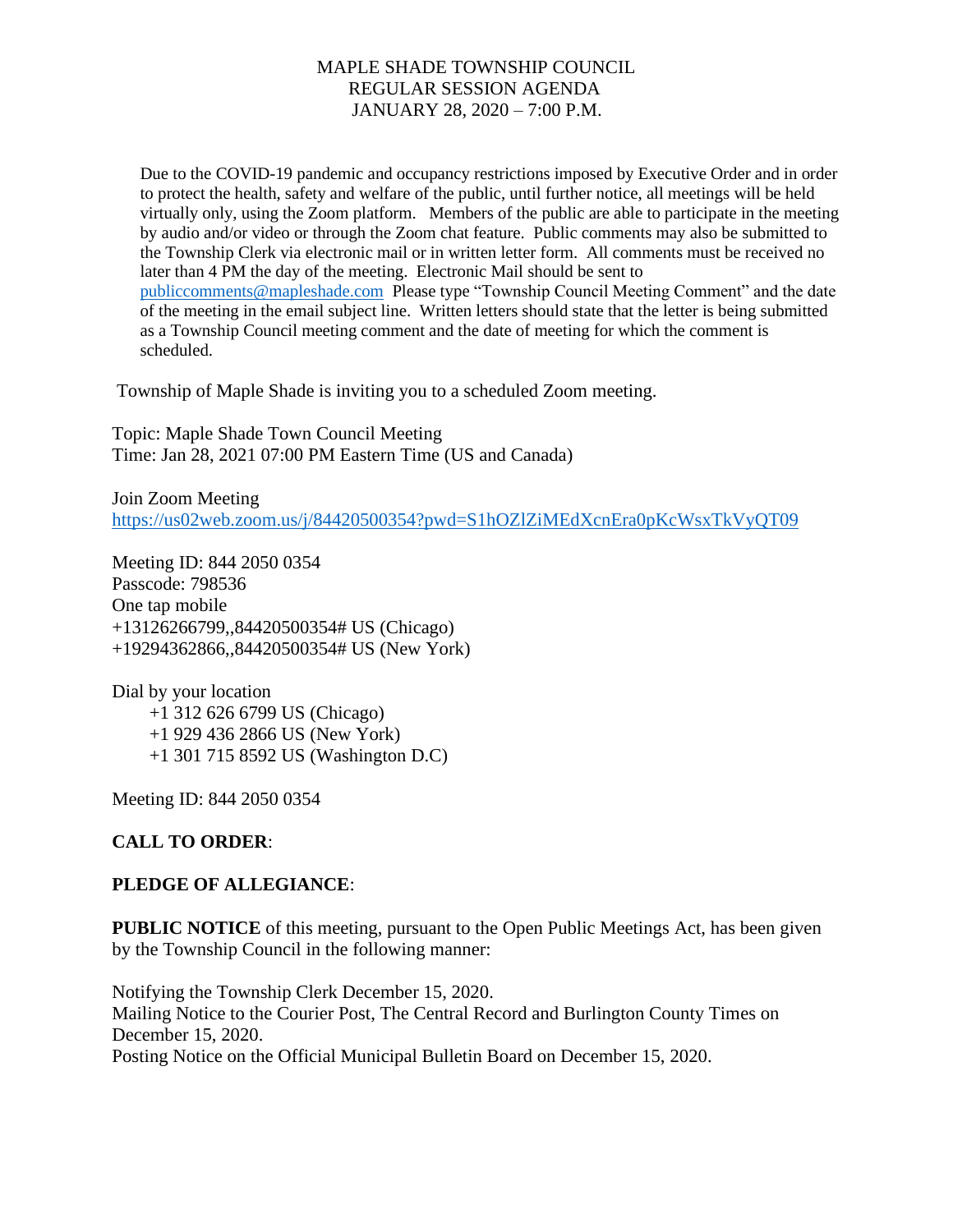# MAPLE SHADE TOWNSHIP COUNCIL
## REGULAR SESSION AGENDA
## JANUARY 28, 2020 – 7:00 P.M.

Due to the COVID-19 pandemic and occupancy restrictions imposed by Executive Order and in order to protect the health, safety and welfare of the public, until further notice, all meetings will be held virtually only, using the Zoom platform. Members of the public are able to participate in the meeting by audio and/or video or through the Zoom chat feature. Public comments may also be submitted to the Township Clerk via electronic mail or in written letter form. All comments must be received no later than 4 PM the day of the meeting. Electronic Mail should be sent to publiccomments@mapleshade.com Please type "Township Council Meeting Comment" and the date of the meeting in the email subject line. Written letters should state that the letter is being submitted as a Township Council meeting comment and the date of meeting for which the comment is scheduled.

Township of Maple Shade is inviting you to a scheduled Zoom meeting.

Topic: Maple Shade Town Council Meeting
Time: Jan 28, 2021 07:00 PM Eastern Time (US and Canada)

Join Zoom Meeting
https://us02web.zoom.us/j/84420500354?pwd=S1hOZlZiMEdXcnEra0pKcWsxTkVyQT09

Meeting ID: 844 2050 0354
Passcode: 798536
One tap mobile
+13126266799,,84420500354# US (Chicago)
+19294362866,,84420500354# US (New York)

Dial by your location
+1 312 626 6799 US (Chicago)
+1 929 436 2866 US (New York)
+1 301 715 8592 US (Washington D.C)

Meeting ID: 844 2050 0354

**CALL TO ORDER**:

**PLEDGE OF ALLEGIANCE**:

**PUBLIC NOTICE** of this meeting, pursuant to the Open Public Meetings Act, has been given by the Township Council in the following manner:

Notifying the Township Clerk December 15, 2020.
Mailing Notice to the Courier Post, The Central Record and Burlington County Times on December 15, 2020.
Posting Notice on the Official Municipal Bulletin Board on December 15, 2020.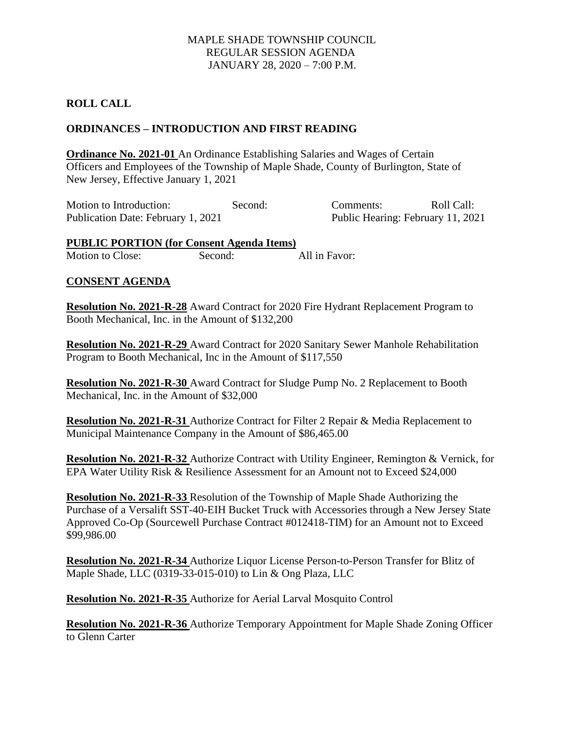MAPLE SHADE TOWNSHIP COUNCIL
REGULAR SESSION AGENDA
JANUARY 28, 2020 – 7:00 P.M.

**ROLL CALL**

**ORDINANCES – INTRODUCTION AND FIRST READING**

**Ordinance No. 2021-01** An Ordinance Establishing Salaries and Wages of Certain Officers and Employees of the Township of Maple Shade, County of Burlington, State of New Jersey, Effective January 1, 2021

Motion to Introduction: Second: Comments: Roll Call:
Publication Date: February 1, 2021 Public Hearing: February 11, 2021

**PUBLIC PORTION (for Consent Agenda Items)**

Motion to Close: Second: All in Favor:

**CONSENT AGENDA**

**Resolution No. 2021-R-28** Award Contract for 2020 Fire Hydrant Replacement Program to Booth Mechanical, Inc. in the Amount of $132,200

**Resolution No. 2021-R-29** Award Contract for 2020 Sanitary Sewer Manhole Rehabilitation Program to Booth Mechanical, Inc in the Amount of $117,550

**Resolution No. 2021-R-30** Award Contract for Sludge Pump No. 2 Replacement to Booth Mechanical, Inc. in the Amount of $32,000

**Resolution No. 2021-R-31** Authorize Contract for Filter 2 Repair & Media Replacement to Municipal Maintenance Company in the Amount of $86,465.00

**Resolution No. 2021-R-32** Authorize Contract with Utility Engineer, Remington & Vernick, for EPA Water Utility Risk & Resilience Assessment for an Amount not to Exceed $24,000

**Resolution No. 2021-R-33** Resolution of the Township of Maple Shade Authorizing the Purchase of a Versalift SST-40-EIH Bucket Truck with Accessories through a New Jersey State Approved Co-Op (Sourcewell Purchase Contract #012418-TIM) for an Amount not to Exceed $99,986.00

**Resolution No. 2021-R-34** Authorize Liquor License Person-to-Person Transfer for Blitz of Maple Shade, LLC (0319-33-015-010) to Lin & Ong Plaza, LLC

**Resolution No. 2021-R-35** Authorize for Aerial Larval Mosquito Control

**Resolution No. 2021-R-36** Authorize Temporary Appointment for Maple Shade Zoning Officer to Glenn Carter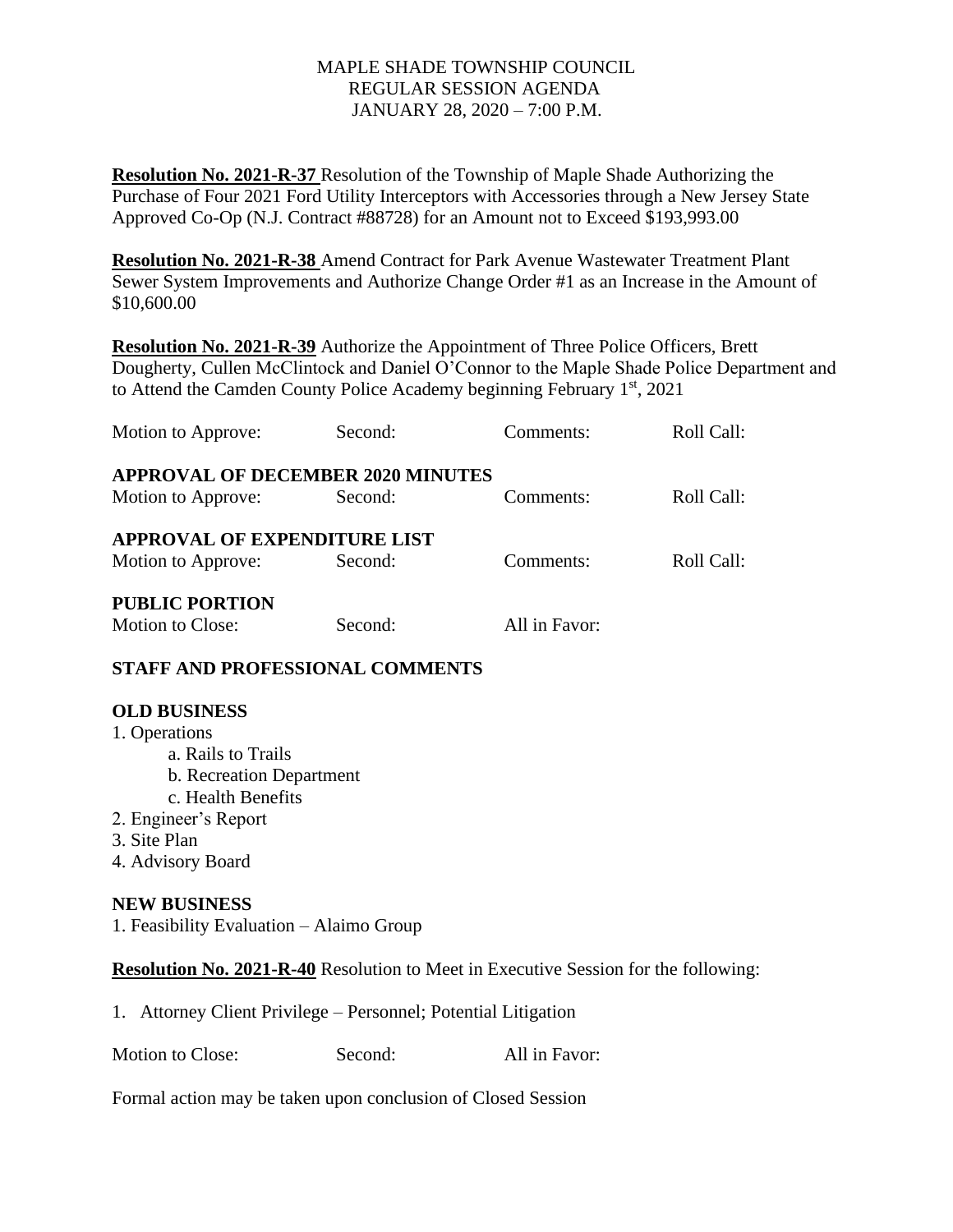MAPLE SHADE TOWNSHIP COUNCIL
REGULAR SESSION AGENDA
JANUARY 28, 2020 – 7:00 P.M.

**Resolution No. 2021-R-37** Resolution of the Township of Maple Shade Authorizing the Purchase of Four 2021 Ford Utility Interceptors with Accessories through a New Jersey State Approved Co-Op (N.J. Contract #88728) for an Amount not to Exceed $193,993.00

**Resolution No. 2021-R-38** Amend Contract for Park Avenue Wastewater Treatment Plant Sewer System Improvements and Authorize Change Order #1 as an Increase in the Amount of $10,600.00

**Resolution No. 2021-R-39** Authorize the Appointment of Three Police Officers, Brett Dougherty, Cullen McClintock and Daniel O'Connor to the Maple Shade Police Department and to Attend the Camden County Police Academy beginning February 1st, 2021

Motion to Approve: Second: Comments: Roll Call:

**APPROVAL OF DECEMBER 2020 MINUTES**

Motion to Approve: Second: Comments: Roll Call:

**APPROVAL OF EXPENDITURE LIST**

Motion to Approve: Second: Comments: Roll Call:

**PUBLIC PORTION**

Motion to Close: Second: All in Favor:

**STAFF AND PROFESSIONAL COMMENTS**

**OLD BUSINESS**

1. Operations
    a. Rails to Trails
    b. Recreation Department
    c. Health Benefits
2. Engineer's Report
3. Site Plan
4. Advisory Board

**NEW BUSINESS**

1. Feasibility Evaluation – Alaimo Group

**Resolution No. 2021-R-40** Resolution to Meet in Executive Session for the following:

1. Attorney Client Privilege – Personnel; Potential Litigation

Motion to Close: Second: All in Favor:

Formal action may be taken upon conclusion of Closed Session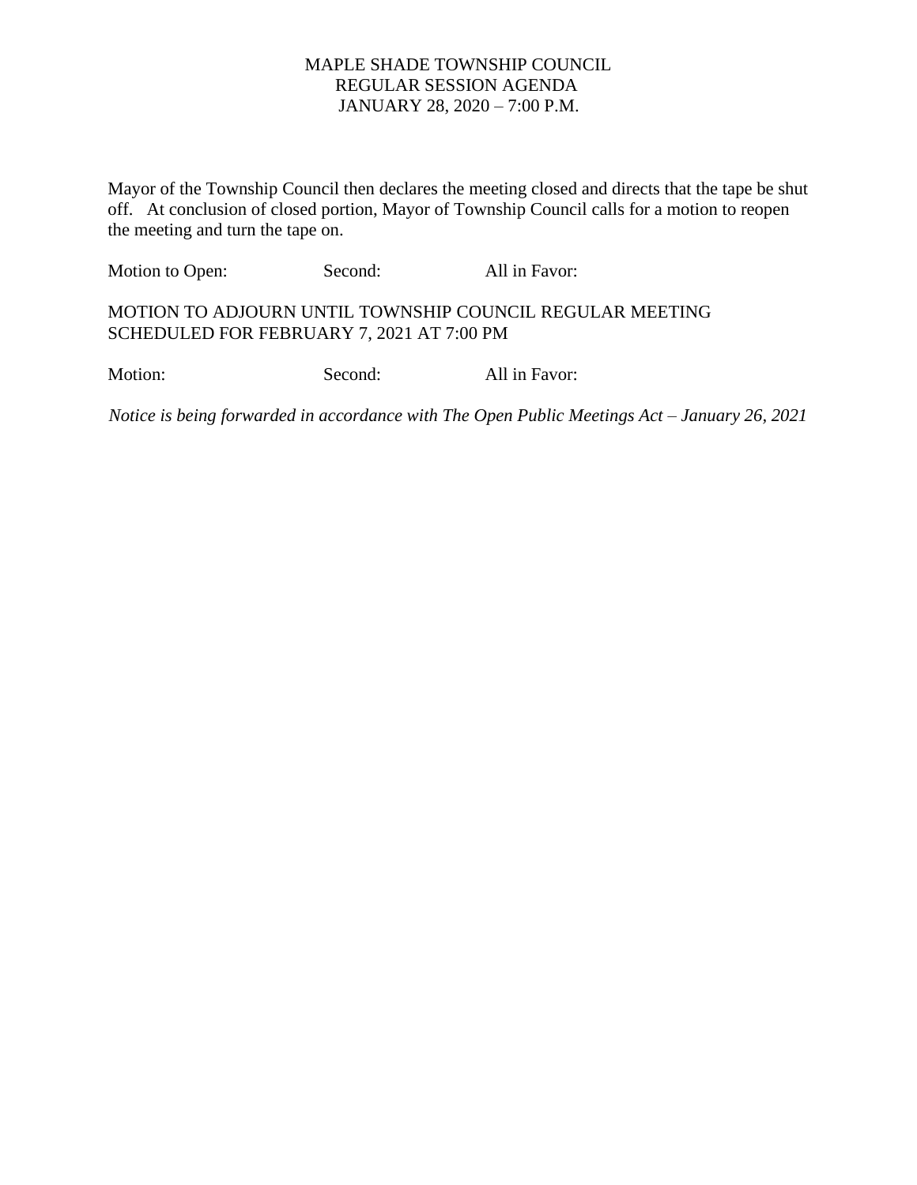MAPLE SHADE TOWNSHIP COUNCIL
REGULAR SESSION AGENDA
JANUARY 28, 2020 – 7:00 P.M.

Mayor of the Township Council then declares the meeting closed and directs that the tape be shut off. At conclusion of closed portion, Mayor of Township Council calls for a motion to reopen the meeting and turn the tape on.

Motion to Open: Second: All in Favor:

MOTION TO ADJOURN UNTIL TOWNSHIP COUNCIL REGULAR MEETING SCHEDULED FOR FEBRUARY 7, 2021 AT 7:00 PM

Motion: Second: All in Favor:

*Notice is being forwarded in accordance with The Open Public Meetings Act – January 26, 2021*